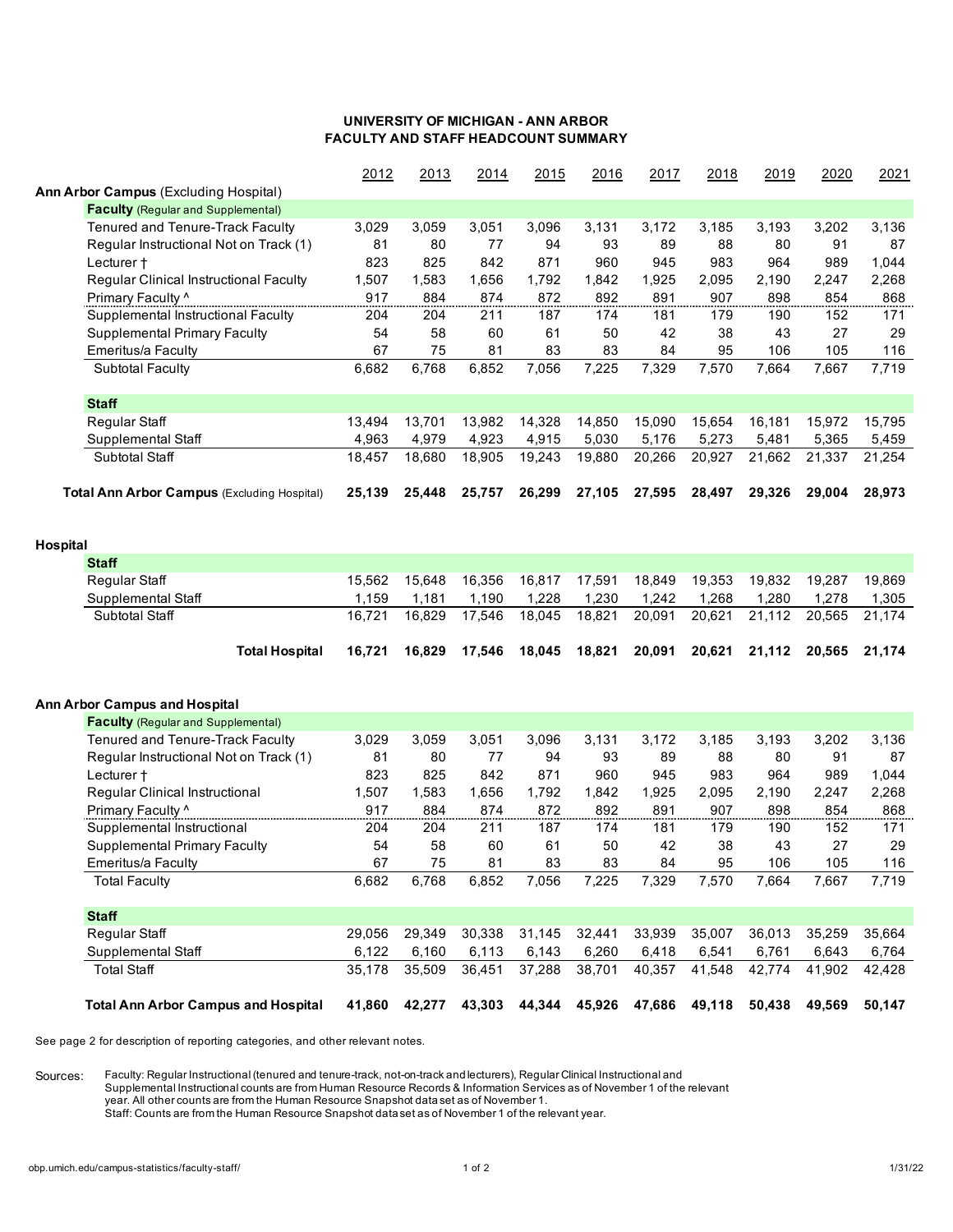# UNIVERSITY OF MICHIGAN - ANN ARBOR
## FACULTY AND STAFF HEADCOUNT SUMMARY

| | 2012 | 2013 | 2014 | 2015 | 2016 | 2017 | 2018 | 2019 | 2020 | 2021 |
|---|---|---|---|---|---|---|---|---|---|---|
| **Ann Arbor Campus** (Excluding Hospital) | | | | | | | | | | |
| **Faculty** (Regular and Supplemental) | | | | | | | | | | |
| Tenured and Tenure-Track Faculty | 3,029 | 3,059 | 3,051 | 3,096 | 3,131 | 3,172 | 3,185 | 3,193 | 3,202 | 3,136 |
| Regular Instructional Not on Track (1) | 81 | 80 | 77 | 94 | 93 | 89 | 88 | 80 | 91 | 87 |
| Lecturer † | 823 | 825 | 842 | 871 | 960 | 945 | 983 | 964 | 989 | 1,044 |
| Regular Clinical Instructional Faculty | 1,507 | 1,583 | 1,656 | 1,792 | 1,842 | 1,925 | 2,095 | 2,190 | 2,247 | 2,268 |
| Primary Faculty ^ | 917 | 884 | 874 | 872 | 892 | 891 | 907 | 898 | 854 | 868 |
| Supplemental Instructional Faculty | 204 | 204 | 211 | 187 | 174 | 181 | 179 | 190 | 152 | 171 |
| Supplemental Primary Faculty | 54 | 58 | 60 | 61 | 50 | 42 | 38 | 43 | 27 | 29 |
| Emeritus/a Faculty | 67 | 75 | 81 | 83 | 83 | 84 | 95 | 106 | 105 | 116 |
| Subtotal Faculty | 6,682 | 6,768 | 6,852 | 7,056 | 7,225 | 7,329 | 7,570 | 7,664 | 7,667 | 7,719 |
| **Staff** | | | | | | | | | | |
| Regular Staff | 13,494 | 13,701 | 13,982 | 14,328 | 14,850 | 15,090 | 15,654 | 16,181 | 15,972 | 15,795 |
| Supplemental Staff | 4,963 | 4,979 | 4,923 | 4,915 | 5,030 | 5,176 | 5,273 | 5,481 | 5,365 | 5,459 |
| Subtotal Staff | 18,457 | 18,680 | 18,905 | 19,243 | 19,880 | 20,266 | 20,927 | 21,662 | 21,337 | 21,254 |
| **Total Ann Arbor Campus** (Excluding Hospital) | **25,139** | **25,448** | **25,757** | **26,299** | **27,105** | **27,595** | **28,497** | **29,326** | **29,004** | **28,973** |
| **Hospital** | | | | | | | | | | |
| **Staff** | | | | | | | | | | |
| Regular Staff | 15,562 | 15,648 | 16,356 | 16,817 | 17,591 | 18,849 | 19,353 | 19,832 | 19,287 | 19,869 |
| Supplemental Staff | 1,159 | 1,181 | 1,190 | 1,228 | 1,230 | 1,242 | 1,268 | 1,280 | 1,278 | 1,305 |
| Subtotal Staff | 16,721 | 16,829 | 17,546 | 18,045 | 18,821 | 20,091 | 20,621 | 21,112 | 20,565 | 21,174 |
| **Total Hospital** | **16,721** | **16,829** | **17,546** | **18,045** | **18,821** | **20,091** | **20,621** | **21,112** | **20,565** | **21,174** |
| **Ann Arbor Campus and Hospital** | | | | | | | | | | |
| **Faculty** (Regular and Supplemental) | | | | | | | | | | |
| Tenured and Tenure-Track Faculty | 3,029 | 3,059 | 3,051 | 3,096 | 3,131 | 3,172 | 3,185 | 3,193 | 3,202 | 3,136 |
| Regular Instructional Not on Track (1) | 81 | 80 | 77 | 94 | 93 | 89 | 88 | 80 | 91 | 87 |
| Lecturer † | 823 | 825 | 842 | 871 | 960 | 945 | 983 | 964 | 989 | 1,044 |
| Regular Clinical Instructional | 1,507 | 1,583 | 1,656 | 1,792 | 1,842 | 1,925 | 2,095 | 2,190 | 2,247 | 2,268 |
| Primary Faculty ^ | 917 | 884 | 874 | 872 | 892 | 891 | 907 | 898 | 854 | 868 |
| Supplemental Instructional | 204 | 204 | 211 | 187 | 174 | 181 | 179 | 190 | 152 | 171 |
| Supplemental Primary Faculty | 54 | 58 | 60 | 61 | 50 | 42 | 38 | 43 | 27 | 29 |
| Emeritus/a Faculty | 67 | 75 | 81 | 83 | 83 | 84 | 95 | 106 | 105 | 116 |
| Total Faculty | 6,682 | 6,768 | 6,852 | 7,056 | 7,225 | 7,329 | 7,570 | 7,664 | 7,667 | 7,719 |
| **Staff** | | | | | | | | | | |
| Regular Staff | 29,056 | 29,349 | 30,338 | 31,145 | 32,441 | 33,939 | 35,007 | 36,013 | 35,259 | 35,664 |
| Supplemental Staff | 6,122 | 6,160 | 6,113 | 6,143 | 6,260 | 6,418 | 6,541 | 6,761 | 6,643 | 6,764 |
| Total Staff | 35,178 | 35,509 | 36,451 | 37,288 | 38,701 | 40,357 | 41,548 | 42,774 | 41,902 | 42,428 |
| **Total Ann Arbor Campus and Hospital** | **41,860** | **42,277** | **43,303** | **44,344** | **45,926** | **47,686** | **49,118** | **50,438** | **49,569** | **50,147** |

See page 2 for description of reporting categories, and other relevant notes.

Sources: Faculty: Regular Instructional (tenured and tenure-track, not-on-track and lecturers), Regular Clinical Instructional and Supplemental Instructional counts are from Human Resource Records & Information Services as of November 1 of the relevant year. All other counts are from the Human Resource Snapshot data set as of November 1.
Staff: Counts are from the Human Resource Snapshot data set as of November 1 of the relevant year.

obp.umich.edu/campus-statistics/faculty-staff/ 1/31/22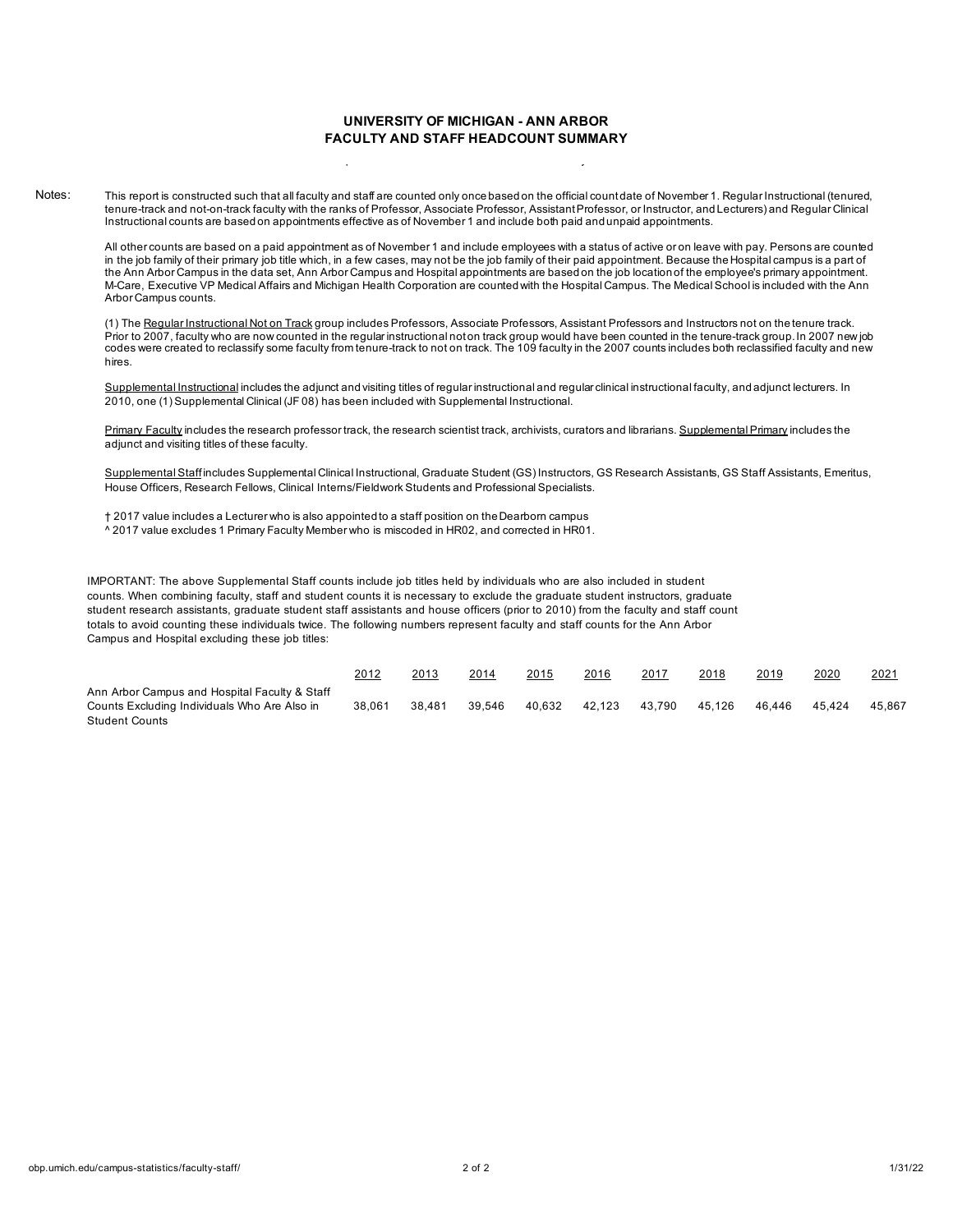## UNIVERSITY OF MICHIGAN - ANN ARBOR
## FACULTY AND STAFF HEADCOUNT SUMMARY

Notes: This report is constructed such that all faculty and staff are counted only once based on the official count date of November 1. Regular Instructional (tenured, tenure-track and not-on-track faculty with the ranks of Professor, Associate Professor, Assistant Professor, or Instructor, and Lecturers) and Regular Clinical Instructional counts are based on appointments effective as of November 1 and include both paid and unpaid appointments.

All other counts are based on a paid appointment as of November 1 and include employees with a status of active or on leave with pay. Persons are counted in the job family of their primary job title which, in a few cases, may not be the job family of their paid appointment. Because the Hospital campus is a part of the Ann Arbor Campus in the data set, Ann Arbor Campus and Hospital appointments are based on the job location of the employee's primary appointment. M-Care, Executive VP Medical Affairs and Michigan Health Corporation are counted with the Hospital Campus. The Medical School is included with the Ann Arbor Campus counts.

(1) The Regular Instructional Not on Track group includes Professors, Associate Professors, Assistant Professors and Instructors not on the tenure track. Prior to 2007, faculty who are now counted in the regular instructional not on track group would have been counted in the tenure-track group. In 2007 new job codes were created to reclassify some faculty from tenure-track to not on track. The 109 faculty in the 2007 counts includes both reclassified faculty and new hires.

Supplemental Instructional includes the adjunct and visiting titles of regular instructional and regular clinical instructional faculty, and adjunct lecturers. In 2010, one (1) Supplemental Clinical (JF 08) has been included with Supplemental Instructional.

Primary Faculty includes the research professor track, the research scientist track, archivists, curators and librarians. Supplemental Primary includes the adjunct and visiting titles of these faculty.

Supplemental Staff includes Supplemental Clinical Instructional, Graduate Student (GS) Instructors, GS Research Assistants, GS Staff Assistants, Emeritus, House Officers, Research Fellows, Clinical Interns/Fieldwork Students and Professional Specialists.

† 2017 value includes a Lecturer who is also appointed to a staff position on the Dearborn campus
^ 2017 value excludes 1 Primary Faculty Member who is miscoded in HR02, and corrected in HR01.

IMPORTANT: The above Supplemental Staff counts include job titles held by individuals who are also included in student counts. When combining faculty, staff and student counts it is necessary to exclude the graduate student instructors, graduate student research assistants, graduate student staff assistants and house officers (prior to 2010) from the faculty and staff count totals to avoid counting these individuals twice. The following numbers represent faculty and staff counts for the Ann Arbor Campus and Hospital excluding these job titles:

| | 2012 | 2013 | 2014 | 2015 | 2016 | 2017 | 2018 | 2019 | 2020 | 2021 |
|---|---|---|---|---|---|---|---|---|---|---|
| Ann Arbor Campus and Hospital Faculty & Staff Counts Excluding Individuals Who Are Also in Student Counts | 38,061 | 38,481 | 39,546 | 40,632 | 42,123 | 43,790 | 45,126 | 46,446 | 45,424 | 45,867 |